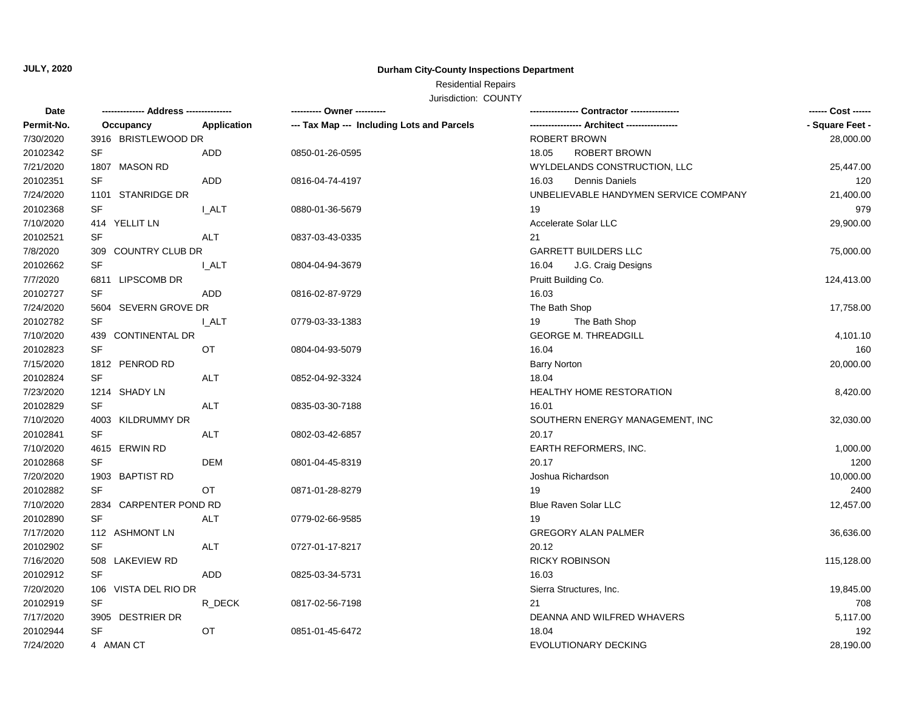**JULY, 2020**

# Durham City-County Inspections Department

Residential Repairs

Jurisdiction: COUNTY

| Date | -------------- Address -------------- | | ---------- Owner ---------- | ---------------- Contractor ---------------- | ------ Cost ------ |
|---|---|---|---|---|---|
| Permit-No. | Occupancy | Application | --- Tax Map --- Including Lots and Parcels | ----------------- Architect ----------------- | - Square Feet - |
| 7/30/2020 | 3916 BRISTLEWOOD DR | | | ROBERT BROWN | 28,000.00 |
| 20102342 | SF | ADD | 0850-01-26-0595 | 18.05 ROBERT BROWN | |
| 7/21/2020 | 1807 MASON RD | | | WYLDELANDS CONSTRUCTION, LLC | 25,447.00 |
| 20102351 | SF | ADD | 0816-04-74-4197 | 16.03 Dennis Daniels | 120 |
| 7/24/2020 | 1101 STANRIDGE DR | | | UNBELIEVABLE HANDYMEN SERVICE COMPANY | 21,400.00 |
| 20102368 | SF | I_ALT | 0880-01-36-5679 | 19 | 979 |
| 7/10/2020 | 414 YELLIT LN | | | Accelerate Solar LLC | 29,900.00 |
| 20102521 | SF | ALT | 0837-03-43-0335 | 21 | |
| 7/8/2020 | 309 COUNTRY CLUB DR | | | GARRETT BUILDERS LLC | 75,000.00 |
| 20102662 | SF | I_ALT | 0804-04-94-3679 | 16.04 J.G. Craig Designs | |
| 7/7/2020 | 6811 LIPSCOMB DR | | | Pruitt Building Co. | 124,413.00 |
| 20102727 | SF | ADD | 0816-02-87-9729 | 16.03 | |
| 7/24/2020 | 5604 SEVERN GROVE DR | | | The Bath Shop | 17,758.00 |
| 20102782 | SF | I_ALT | 0779-03-33-1383 | 19 The Bath Shop | |
| 7/10/2020 | 439 CONTINENTAL DR | | | GEORGE M. THREADGILL | 4,101.10 |
| 20102823 | SF | OT | 0804-04-93-5079 | 16.04 | 160 |
| 7/15/2020 | 1812 PENROD RD | | | Barry Norton | 20,000.00 |
| 20102824 | SF | ALT | 0852-04-92-3324 | 18.04 | |
| 7/23/2020 | 1214 SHADY LN | | | HEALTHY HOME RESTORATION | 8,420.00 |
| 20102829 | SF | ALT | 0835-03-30-7188 | 16.01 | |
| 7/10/2020 | 4003 KILDRUMMY DR | | | SOUTHERN ENERGY MANAGEMENT, INC | 32,030.00 |
| 20102841 | SF | ALT | 0802-03-42-6857 | 20.17 | |
| 7/10/2020 | 4615 ERWIN RD | | | EARTH REFORMERS, INC. | 1,000.00 |
| 20102868 | SF | DEM | 0801-04-45-8319 | 20.17 | 1200 |
| 7/20/2020 | 1903 BAPTIST RD | | | Joshua Richardson | 10,000.00 |
| 20102882 | SF | OT | 0871-01-28-8279 | 19 | 2400 |
| 7/10/2020 | 2834 CARPENTER POND RD | | | Blue Raven Solar LLC | 12,457.00 |
| 20102890 | SF | ALT | 0779-02-66-9585 | 19 | |
| 7/17/2020 | 112 ASHMONT LN | | | GREGORY ALAN PALMER | 36,636.00 |
| 20102902 | SF | ALT | 0727-01-17-8217 | 20.12 | |
| 7/16/2020 | 508 LAKEVIEW RD | | | RICKY ROBINSON | 115,128.00 |
| 20102912 | SF | ADD | 0825-03-34-5731 | 16.03 | |
| 7/20/2020 | 106 VISTA DEL RIO DR | | | Sierra Structures, Inc. | 19,845.00 |
| 20102919 | SF | R_DECK | 0817-02-56-7198 | 21 | 708 |
| 7/17/2020 | 3905 DESTRIER DR | | | DEANNA AND WILFRED WHAVERS | 5,117.00 |
| 20102944 | SF | OT | 0851-01-45-6472 | 18.04 | 192 |
| 7/24/2020 | 4 AMAN CT | | | EVOLUTIONARY DECKING | 28,190.00 |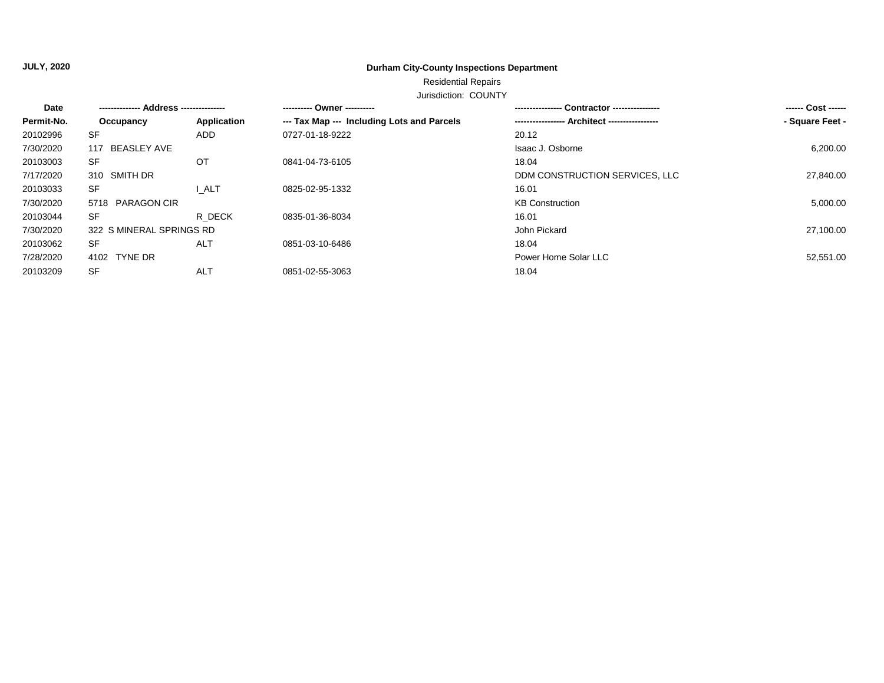**JULY, 2020**

**Durham City-County Inspections Department**

Residential Repairs

Jurisdiction: COUNTY

| Date / Permit-No. | Address / Occupancy | Application | Owner / Tax Map --- Including Lots and Parcels | Contractor / Architect | Cost / Square Feet |
|---|---|---|---|---|---|
| 20102996 | SF | ADD | 0727-01-18-9222 | 20.12 | |
| 7/30/2020 | 117 BEASLEY AVE | | | Isaac J. Osborne | 6,200.00 |
| 20103003 | SF | OT | 0841-04-73-6105 | 18.04 | |
| 7/17/2020 | 310 SMITH DR | | | DDM CONSTRUCTION SERVICES, LLC | 27,840.00 |
| 20103033 | SF | I_ALT | 0825-02-95-1332 | 16.01 | |
| 7/30/2020 | 5718 PARAGON CIR | | | KB Construction | 5,000.00 |
| 20103044 | SF | R_DECK | 0835-01-36-8034 | 16.01 | |
| 7/30/2020 | 322 S MINERAL SPRINGS RD | | | John Pickard | 27,100.00 |
| 20103062 | SF | ALT | 0851-03-10-6486 | 18.04 | |
| 7/28/2020 | 4102 TYNE DR | | | Power Home Solar LLC | 52,551.00 |
| 20103209 | SF | ALT | 0851-02-55-3063 | 18.04 | |